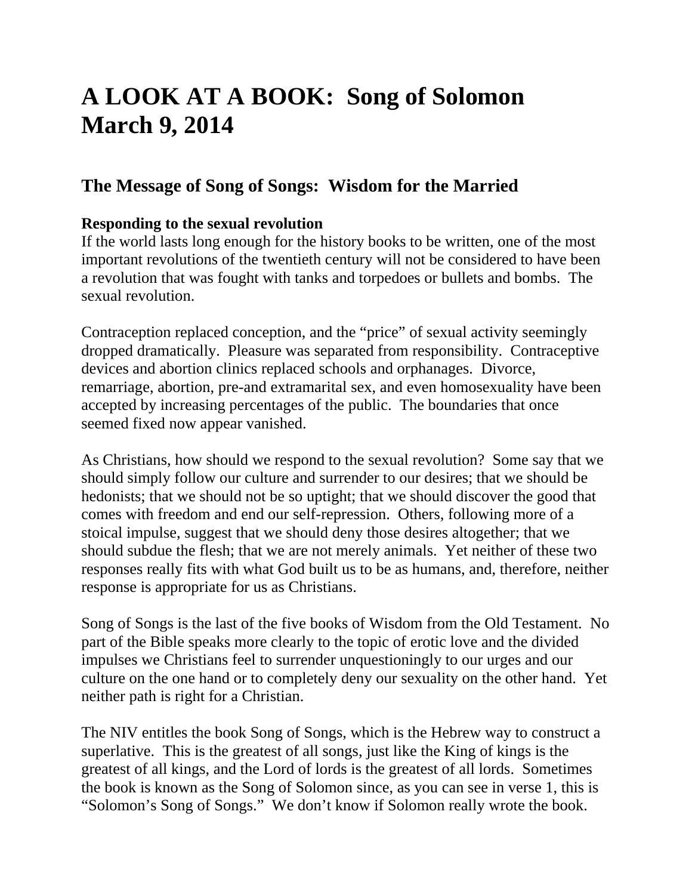# A LOOK AT A BOOK: Song of Solomon March 9, 2014

## The Message of Song of Songs: Wisdom for the Married

**Responding to the sexual revolution**

If the world lasts long enough for the history books to be written, one of the most important revolutions of the twentieth century will not be considered to have been a revolution that was fought with tanks and torpedoes or bullets and bombs. The sexual revolution.

Contraception replaced conception, and the "price" of sexual activity seemingly dropped dramatically. Pleasure was separated from responsibility. Contraceptive devices and abortion clinics replaced schools and orphanages. Divorce, remarriage, abortion, pre-and extramarital sex, and even homosexuality have been accepted by increasing percentages of the public. The boundaries that once seemed fixed now appear vanished.

As Christians, how should we respond to the sexual revolution? Some say that we should simply follow our culture and surrender to our desires; that we should be hedonists; that we should not be so uptight; that we should discover the good that comes with freedom and end our self-repression. Others, following more of a stoical impulse, suggest that we should deny those desires altogether; that we should subdue the flesh; that we are not merely animals. Yet neither of these two responses really fits with what God built us to be as humans, and, therefore, neither response is appropriate for us as Christians.

Song of Songs is the last of the five books of Wisdom from the Old Testament. No part of the Bible speaks more clearly to the topic of erotic love and the divided impulses we Christians feel to surrender unquestioningly to our urges and our culture on the one hand or to completely deny our sexuality on the other hand. Yet neither path is right for a Christian.

The NIV entitles the book Song of Songs, which is the Hebrew way to construct a superlative. This is the greatest of all songs, just like the King of kings is the greatest of all kings, and the Lord of lords is the greatest of all lords. Sometimes the book is known as the Song of Solomon since, as you can see in verse 1, this is "Solomon's Song of Songs." We don't know if Solomon really wrote the book.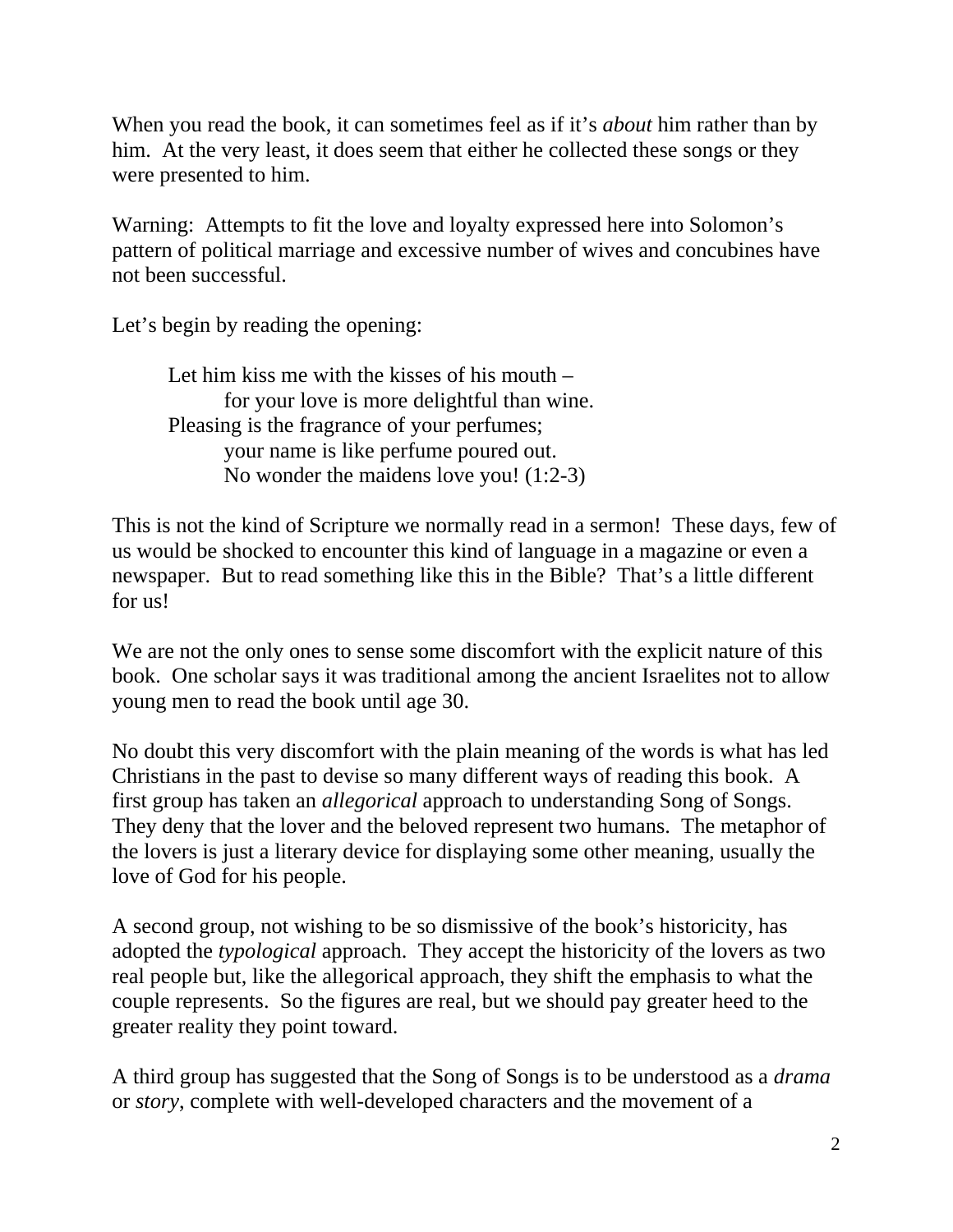When you read the book, it can sometimes feel as if it's *about* him rather than by him. At the very least, it does seem that either he collected these songs or they were presented to him.

Warning: Attempts to fit the love and loyalty expressed here into Solomon's pattern of political marriage and excessive number of wives and concubines have not been successful.

Let's begin by reading the opening:

> Let him kiss me with the kisses of his mouth –
> for your love is more delightful than wine.
> Pleasing is the fragrance of your perfumes;
> your name is like perfume poured out.
> No wonder the maidens love you! (1:2-3)

This is not the kind of Scripture we normally read in a sermon! These days, few of us would be shocked to encounter this kind of language in a magazine or even a newspaper. But to read something like this in the Bible? That's a little different for us!

We are not the only ones to sense some discomfort with the explicit nature of this book. One scholar says it was traditional among the ancient Israelites not to allow young men to read the book until age 30.

No doubt this very discomfort with the plain meaning of the words is what has led Christians in the past to devise so many different ways of reading this book. A first group has taken an *allegorical* approach to understanding Song of Songs. They deny that the lover and the beloved represent two humans. The metaphor of the lovers is just a literary device for displaying some other meaning, usually the love of God for his people.

A second group, not wishing to be so dismissive of the book's historicity, has adopted the *typological* approach. They accept the historicity of the lovers as two real people but, like the allegorical approach, they shift the emphasis to what the couple represents. So the figures are real, but we should pay greater heed to the greater reality they point toward.

A third group has suggested that the Song of Songs is to be understood as a *drama* or *story*, complete with well-developed characters and the movement of a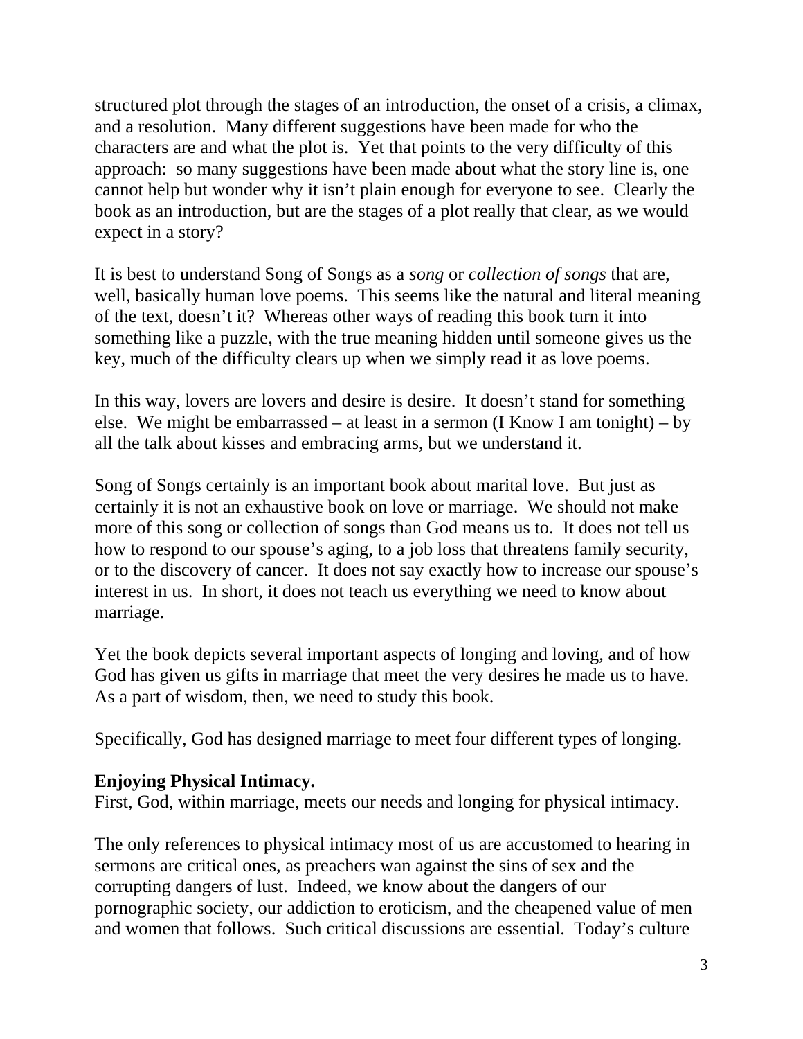structured plot through the stages of an introduction, the onset of a crisis, a climax, and a resolution.  Many different suggestions have been made for who the characters are and what the plot is.  Yet that points to the very difficulty of this approach:  so many suggestions have been made about what the story line is, one cannot help but wonder why it isn't plain enough for everyone to see.  Clearly the book as an introduction, but are the stages of a plot really that clear, as we would expect in a story?

It is best to understand Song of Songs as a *song* or *collection of songs* that are, well, basically human love poems.  This seems like the natural and literal meaning of the text, doesn't it?  Whereas other ways of reading this book turn it into something like a puzzle, with the true meaning hidden until someone gives us the key, much of the difficulty clears up when we simply read it as love poems.

In this way, lovers are lovers and desire is desire.  It doesn't stand for something else.  We might be embarrassed – at least in a sermon (I Know I am tonight) – by all the talk about kisses and embracing arms, but we understand it.

Song of Songs certainly is an important book about marital love.  But just as certainly it is not an exhaustive book on love or marriage.  We should not make more of this song or collection of songs than God means us to.  It does not tell us how to respond to our spouse's aging, to a job loss that threatens family security, or to the discovery of cancer.  It does not say exactly how to increase our spouse's interest in us.  In short, it does not teach us everything we need to know about marriage.

Yet the book depicts several important aspects of longing and loving, and of how God has given us gifts in marriage that meet the very desires he made us to have.  As a part of wisdom, then, we need to study this book.

Specifically, God has designed marriage to meet four different types of longing.

**Enjoying Physical Intimacy.**
First, God, within marriage, meets our needs and longing for physical intimacy.

The only references to physical intimacy most of us are accustomed to hearing in sermons are critical ones, as preachers wan against the sins of sex and the corrupting dangers of lust.  Indeed, we know about the dangers of our pornographic society, our addiction to eroticism, and the cheapened value of men and women that follows.  Such critical discussions are essential.  Today's culture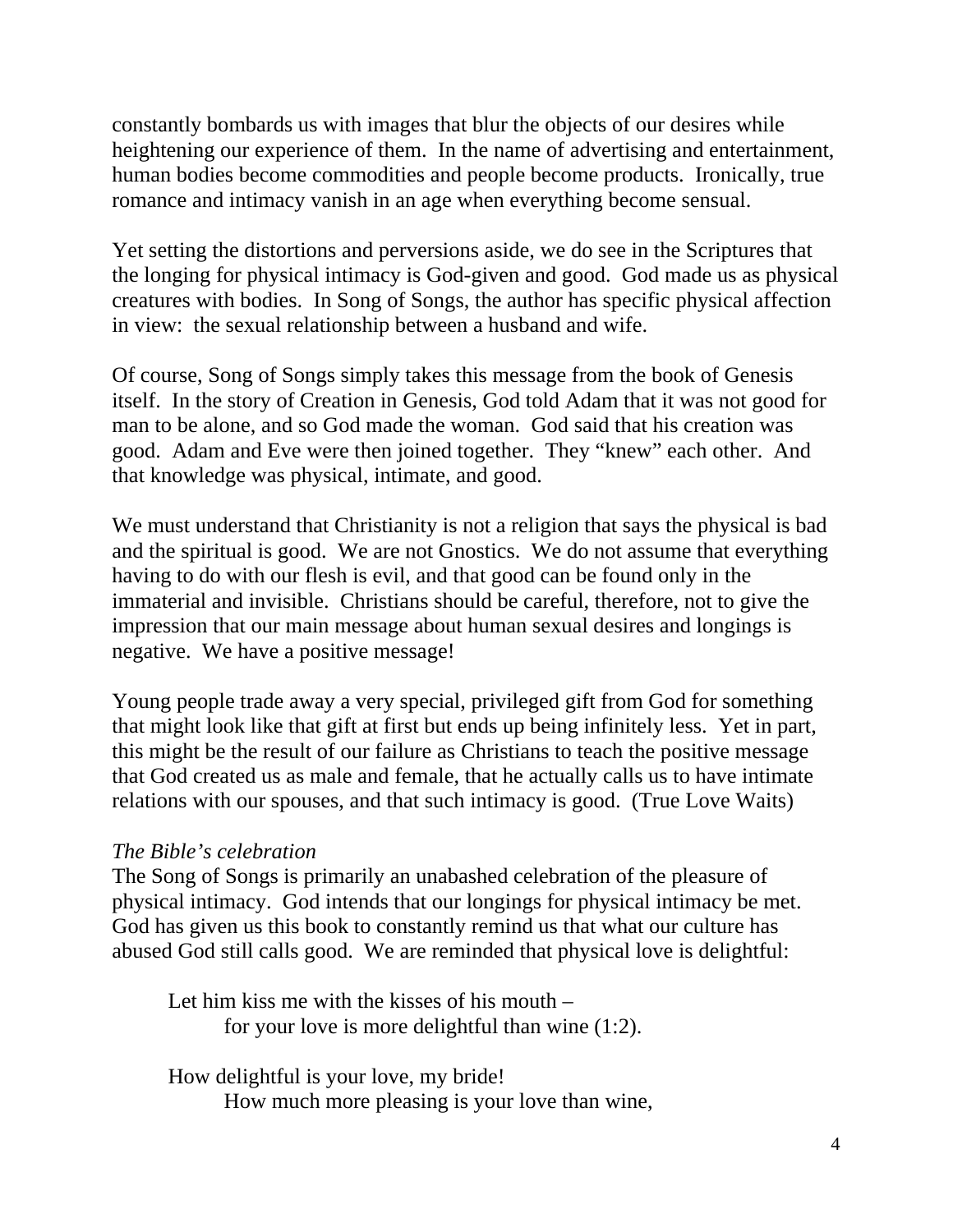constantly bombards us with images that blur the objects of our desires while heightening our experience of them. In the name of advertising and entertainment, human bodies become commodities and people become products. Ironically, true romance and intimacy vanish in an age when everything become sensual.

Yet setting the distortions and perversions aside, we do see in the Scriptures that the longing for physical intimacy is God-given and good. God made us as physical creatures with bodies. In Song of Songs, the author has specific physical affection in view: the sexual relationship between a husband and wife.

Of course, Song of Songs simply takes this message from the book of Genesis itself. In the story of Creation in Genesis, God told Adam that it was not good for man to be alone, and so God made the woman. God said that his creation was good. Adam and Eve were then joined together. They "knew" each other. And that knowledge was physical, intimate, and good.

We must understand that Christianity is not a religion that says the physical is bad and the spiritual is good. We are not Gnostics. We do not assume that everything having to do with our flesh is evil, and that good can be found only in the immaterial and invisible. Christians should be careful, therefore, not to give the impression that our main message about human sexual desires and longings is negative. We have a positive message!

Young people trade away a very special, privileged gift from God for something that might look like that gift at first but ends up being infinitely less. Yet in part, this might be the result of our failure as Christians to teach the positive message that God created us as male and female, that he actually calls us to have intimate relations with our spouses, and that such intimacy is good. (True Love Waits)

*The Bible's celebration*

The Song of Songs is primarily an unabashed celebration of the pleasure of physical intimacy. God intends that our longings for physical intimacy be met. God has given us this book to constantly remind us that what our culture has abused God still calls good. We are reminded that physical love is delightful:

> Let him kiss me with the kisses of his mouth –
> for your love is more delightful than wine (1:2).

> How delightful is your love, my bride!
> How much more pleasing is your love than wine,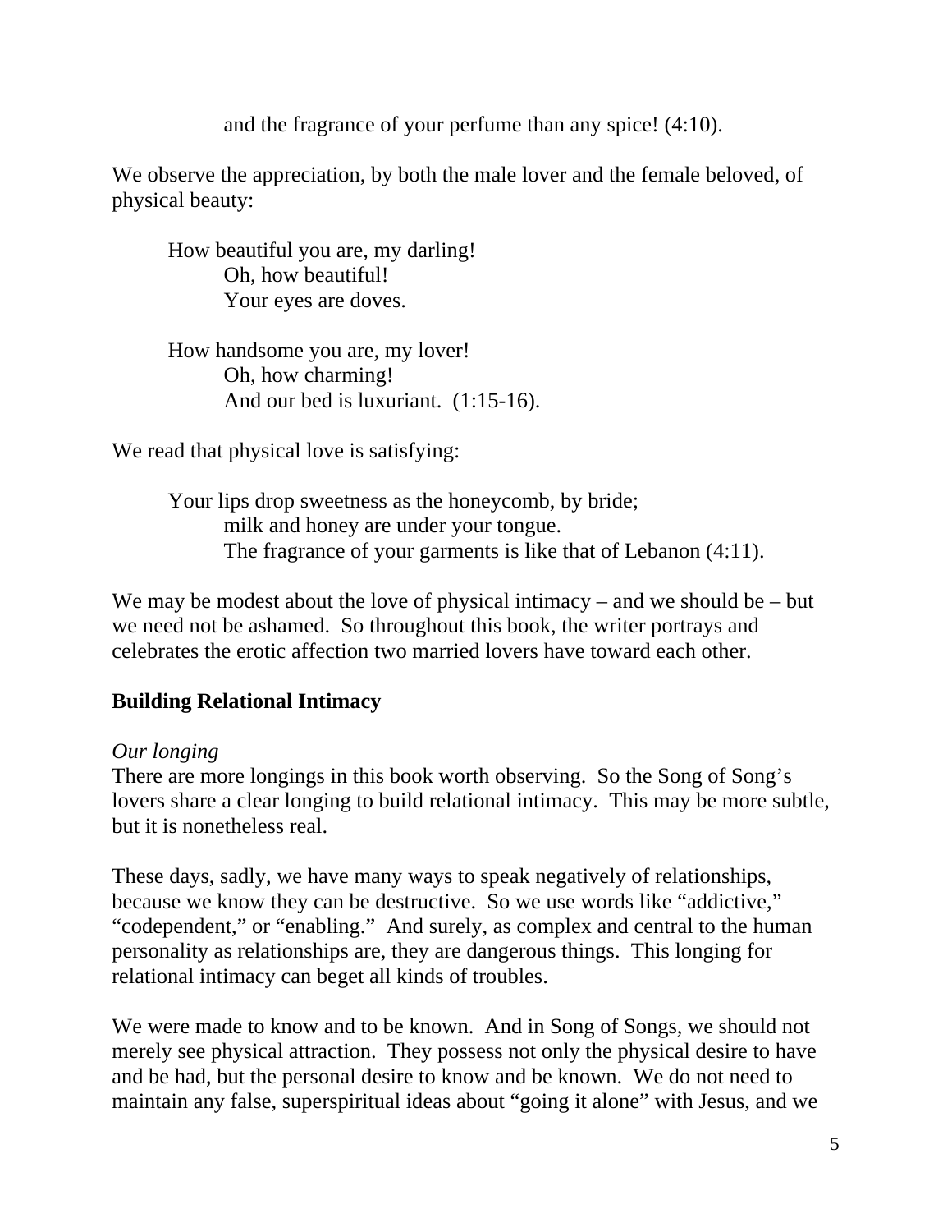and the fragrance of your perfume than any spice! (4:10).

We observe the appreciation, by both the male lover and the female beloved, of physical beauty:

> How beautiful you are, my darling!
> Oh, how beautiful!
> Your eyes are doves.
>
> How handsome you are, my lover!
> Oh, how charming!
> And our bed is luxuriant. (1:15-16).

We read that physical love is satisfying:

> Your lips drop sweetness as the honeycomb, by bride;
> milk and honey are under your tongue.
> The fragrance of your garments is like that of Lebanon (4:11).

We may be modest about the love of physical intimacy – and we should be – but we need not be ashamed. So throughout this book, the writer portrays and celebrates the erotic affection two married lovers have toward each other.

## Building Relational Intimacy

*Our longing*

There are more longings in this book worth observing. So the Song of Song's lovers share a clear longing to build relational intimacy. This may be more subtle, but it is nonetheless real.

These days, sadly, we have many ways to speak negatively of relationships, because we know they can be destructive. So we use words like "addictive," "codependent," or "enabling." And surely, as complex and central to the human personality as relationships are, they are dangerous things. This longing for relational intimacy can beget all kinds of troubles.

We were made to know and to be known. And in Song of Songs, we should not merely see physical attraction. They possess not only the physical desire to have and be had, but the personal desire to know and be known. We do not need to maintain any false, superspiritual ideas about "going it alone" with Jesus, and we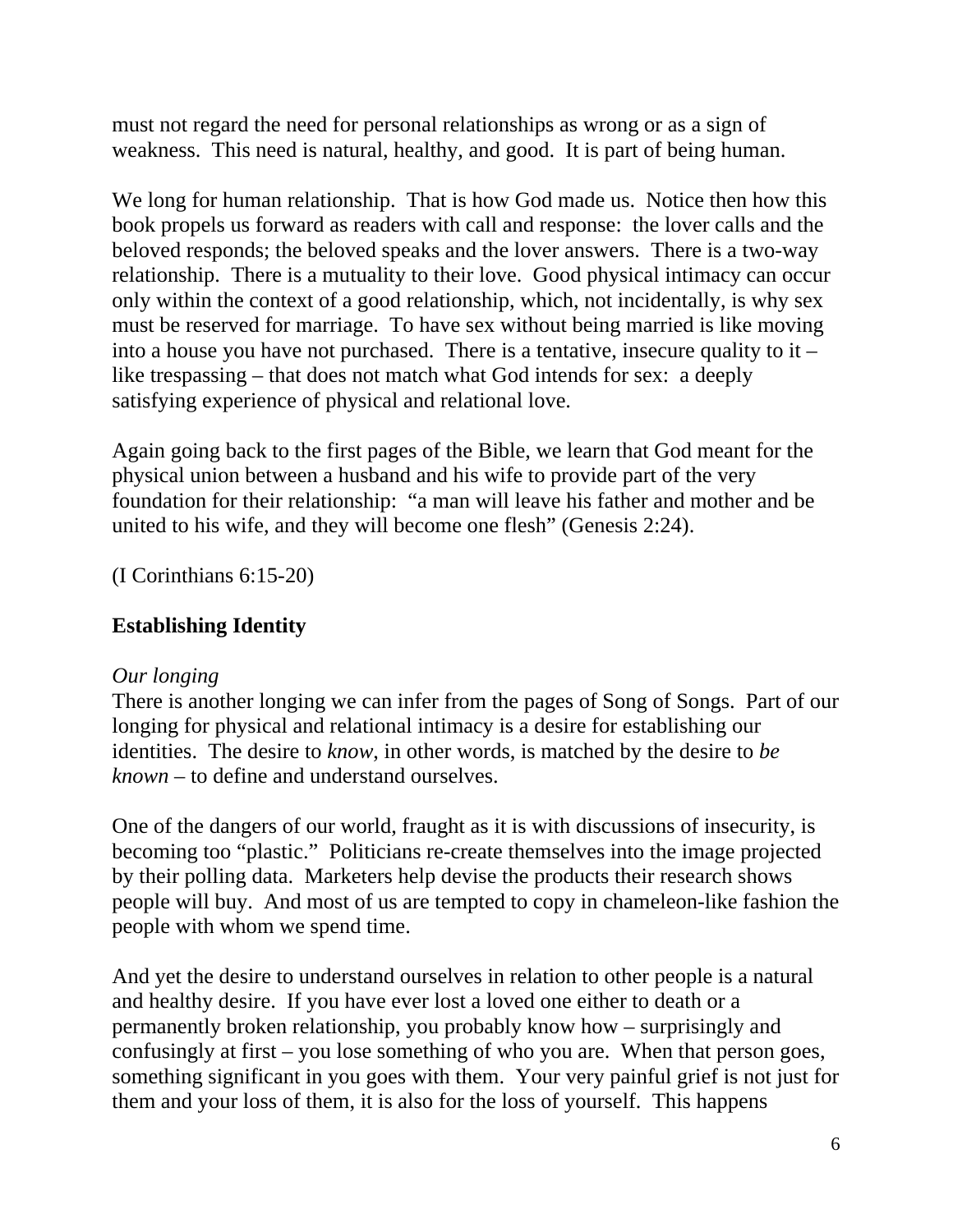must not regard the need for personal relationships as wrong or as a sign of weakness. This need is natural, healthy, and good. It is part of being human.

We long for human relationship. That is how God made us. Notice then how this book propels us forward as readers with call and response: the lover calls and the beloved responds; the beloved speaks and the lover answers. There is a two-way relationship. There is a mutuality to their love. Good physical intimacy can occur only within the context of a good relationship, which, not incidentally, is why sex must be reserved for marriage. To have sex without being married is like moving into a house you have not purchased. There is a tentative, insecure quality to it – like trespassing – that does not match what God intends for sex: a deeply satisfying experience of physical and relational love.

Again going back to the first pages of the Bible, we learn that God meant for the physical union between a husband and his wife to provide part of the very foundation for their relationship: "a man will leave his father and mother and be united to his wife, and they will become one flesh" (Genesis 2:24).

(I Corinthians 6:15-20)

**Establishing Identity**

*Our longing*
There is another longing we can infer from the pages of Song of Songs. Part of our longing for physical and relational intimacy is a desire for establishing our identities. The desire to *know*, in other words, is matched by the desire to *be known* – to define and understand ourselves.

One of the dangers of our world, fraught as it is with discussions of insecurity, is becoming too "plastic." Politicians re-create themselves into the image projected by their polling data. Marketers help devise the products their research shows people will buy. And most of us are tempted to copy in chameleon-like fashion the people with whom we spend time.

And yet the desire to understand ourselves in relation to other people is a natural and healthy desire. If you have ever lost a loved one either to death or a permanently broken relationship, you probably know how – surprisingly and confusingly at first – you lose something of who you are. When that person goes, something significant in you goes with them. Your very painful grief is not just for them and your loss of them, it is also for the loss of yourself. This happens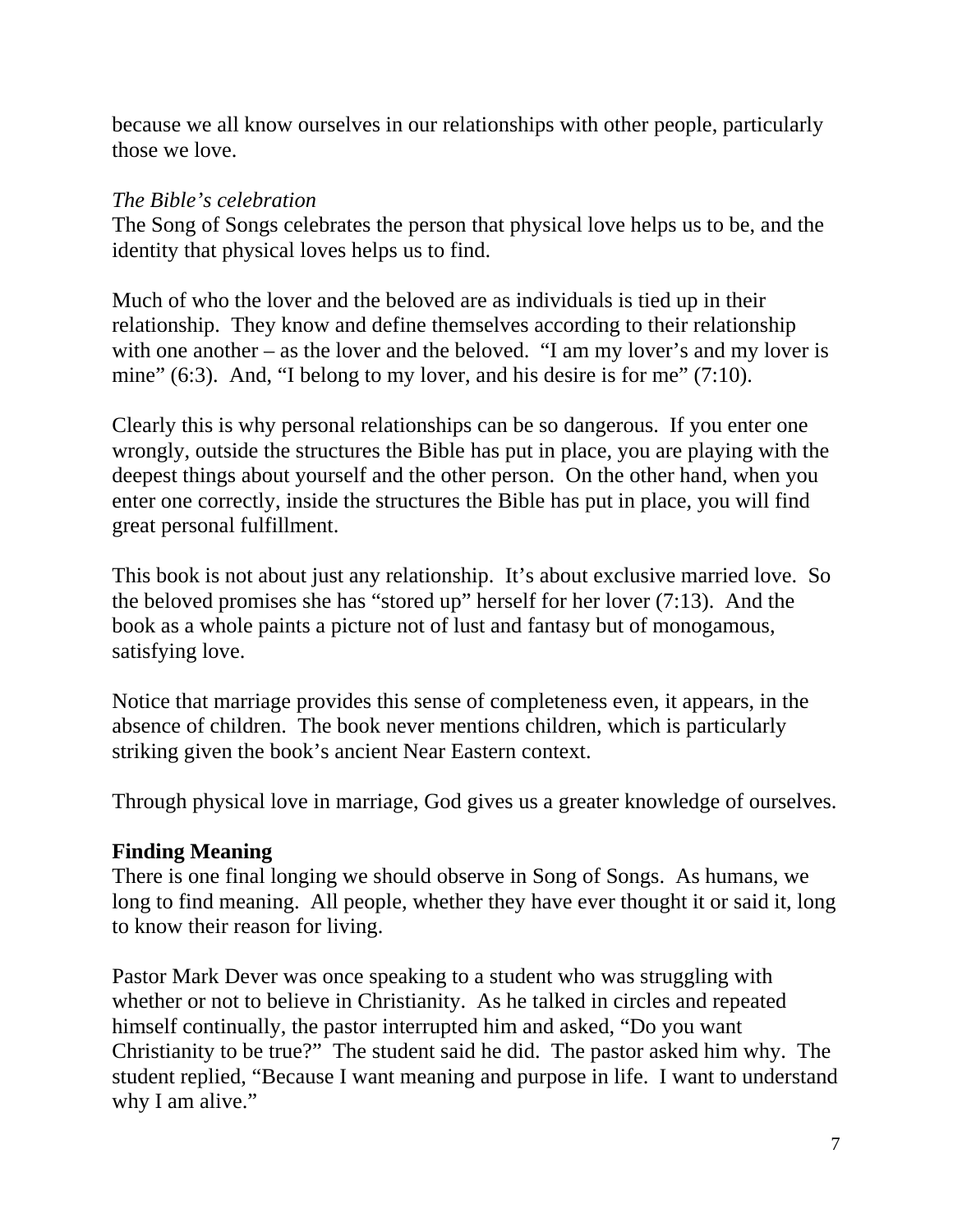because we all know ourselves in our relationships with other people, particularly those we love.

*The Bible's celebration*
The Song of Songs celebrates the person that physical love helps us to be, and the identity that physical loves helps us to find.

Much of who the lover and the beloved are as individuals is tied up in their relationship. They know and define themselves according to their relationship with one another – as the lover and the beloved. "I am my lover's and my lover is mine" (6:3). And, "I belong to my lover, and his desire is for me" (7:10).

Clearly this is why personal relationships can be so dangerous. If you enter one wrongly, outside the structures the Bible has put in place, you are playing with the deepest things about yourself and the other person. On the other hand, when you enter one correctly, inside the structures the Bible has put in place, you will find great personal fulfillment.

This book is not about just any relationship. It's about exclusive married love. So the beloved promises she has "stored up" herself for her lover (7:13). And the book as a whole paints a picture not of lust and fantasy but of monogamous, satisfying love.

Notice that marriage provides this sense of completeness even, it appears, in the absence of children. The book never mentions children, which is particularly striking given the book's ancient Near Eastern context.

Through physical love in marriage, God gives us a greater knowledge of ourselves.

**Finding Meaning**
There is one final longing we should observe in Song of Songs. As humans, we long to find meaning. All people, whether they have ever thought it or said it, long to know their reason for living.

Pastor Mark Dever was once speaking to a student who was struggling with whether or not to believe in Christianity. As he talked in circles and repeated himself continually, the pastor interrupted him and asked, "Do you want Christianity to be true?" The student said he did. The pastor asked him why. The student replied, "Because I want meaning and purpose in life. I want to understand why I am alive."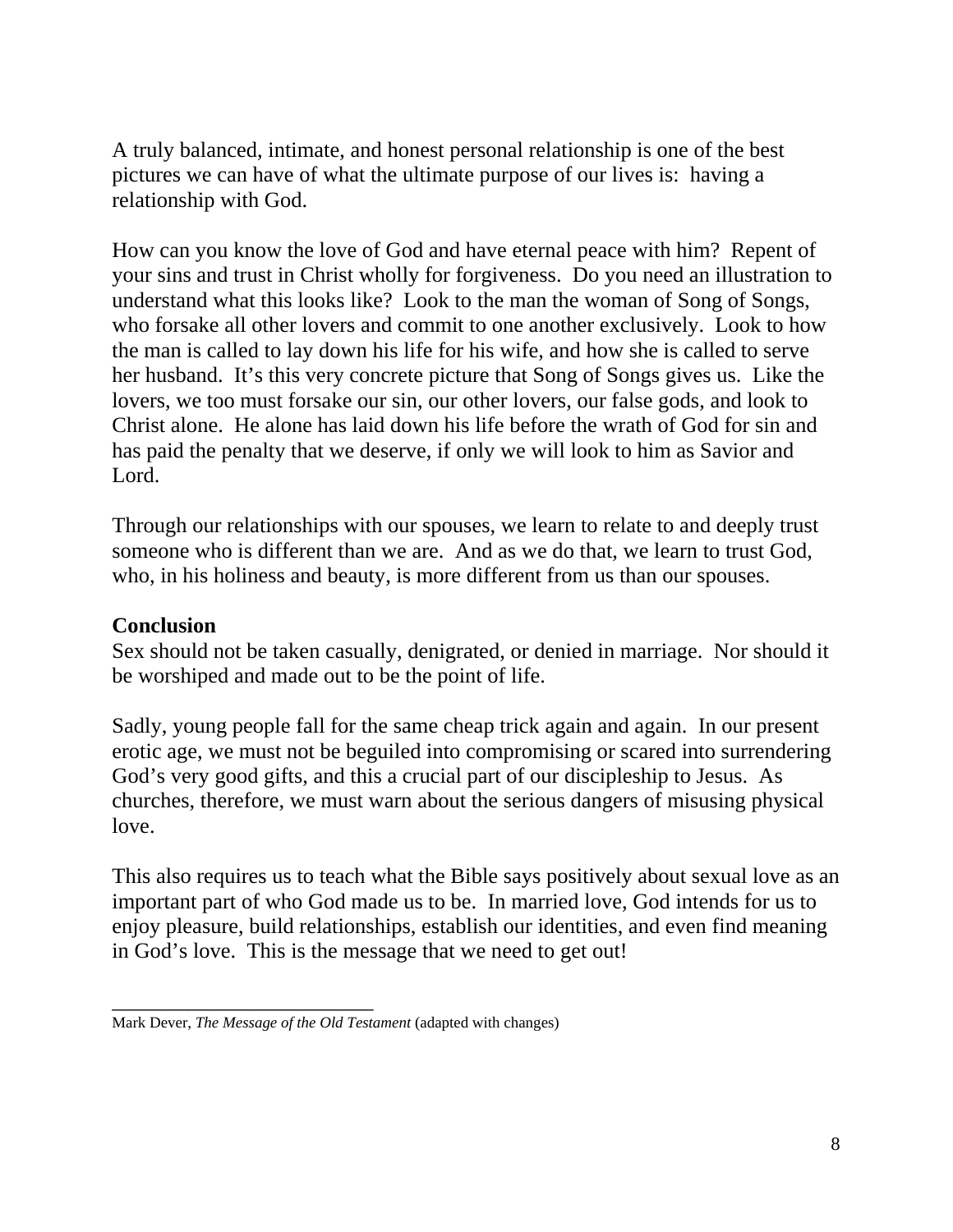A truly balanced, intimate, and honest personal relationship is one of the best pictures we can have of what the ultimate purpose of our lives is: having a relationship with God.

How can you know the love of God and have eternal peace with him? Repent of your sins and trust in Christ wholly for forgiveness. Do you need an illustration to understand what this looks like? Look to the man the woman of Song of Songs, who forsake all other lovers and commit to one another exclusively. Look to how the man is called to lay down his life for his wife, and how she is called to serve her husband. It's this very concrete picture that Song of Songs gives us. Like the lovers, we too must forsake our sin, our other lovers, our false gods, and look to Christ alone. He alone has laid down his life before the wrath of God for sin and has paid the penalty that we deserve, if only we will look to him as Savior and Lord.

Through our relationships with our spouses, we learn to relate to and deeply trust someone who is different than we are. And as we do that, we learn to trust God, who, in his holiness and beauty, is more different from us than our spouses.

**Conclusion**

Sex should not be taken casually, denigrated, or denied in marriage. Nor should it be worshiped and made out to be the point of life.

Sadly, young people fall for the same cheap trick again and again. In our present erotic age, we must not be beguiled into compromising or scared into surrendering God's very good gifts, and this a crucial part of our discipleship to Jesus. As churches, therefore, we must warn about the serious dangers of misusing physical love.

This also requires us to teach what the Bible says positively about sexual love as an important part of who God made us to be. In married love, God intends for us to enjoy pleasure, build relationships, establish our identities, and even find meaning in God's love. This is the message that we need to get out!

---

Mark Dever, *The Message of the Old Testament* (adapted with changes)